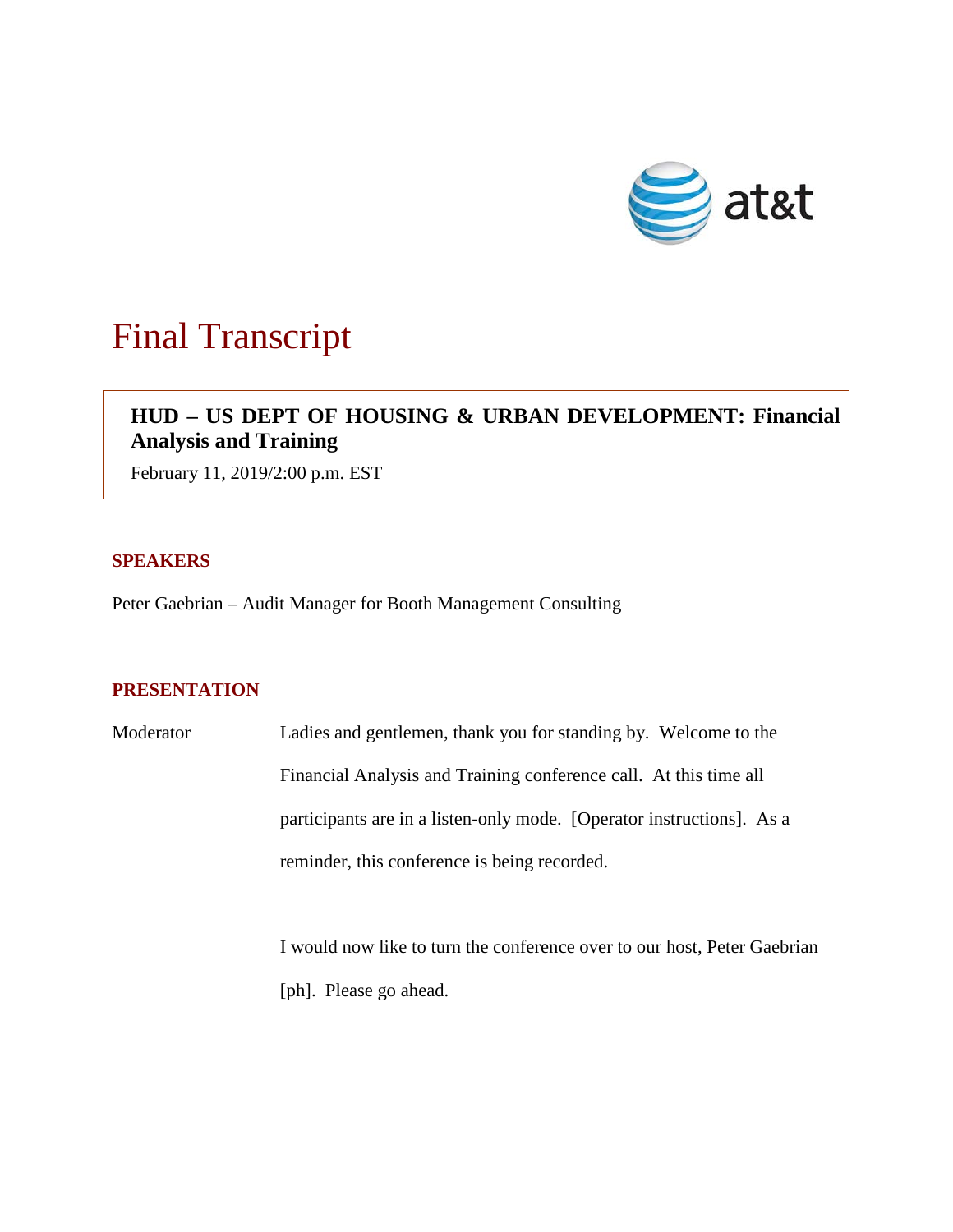# Final Transcript

**HUD – US DEPT OF HOUSING & URBAN DEVELOPMENT: Financial Analysis and Training**

February 11, 2019/2:00 p.m. EST

## SPEAKERS

Peter Gaebrian – Audit Manager for Booth Management Consulting

## PRESENTATION

Moderator

Ladies and gentlemen, thank you for standing by. Welcome to the Financial Analysis and Training conference call. At this time all participants are in a listen-only mode. [Operator instructions]. As a reminder, this conference is being recorded.

I would now like to turn the conference over to our host, Peter Gaebrian [ph]. Please go ahead.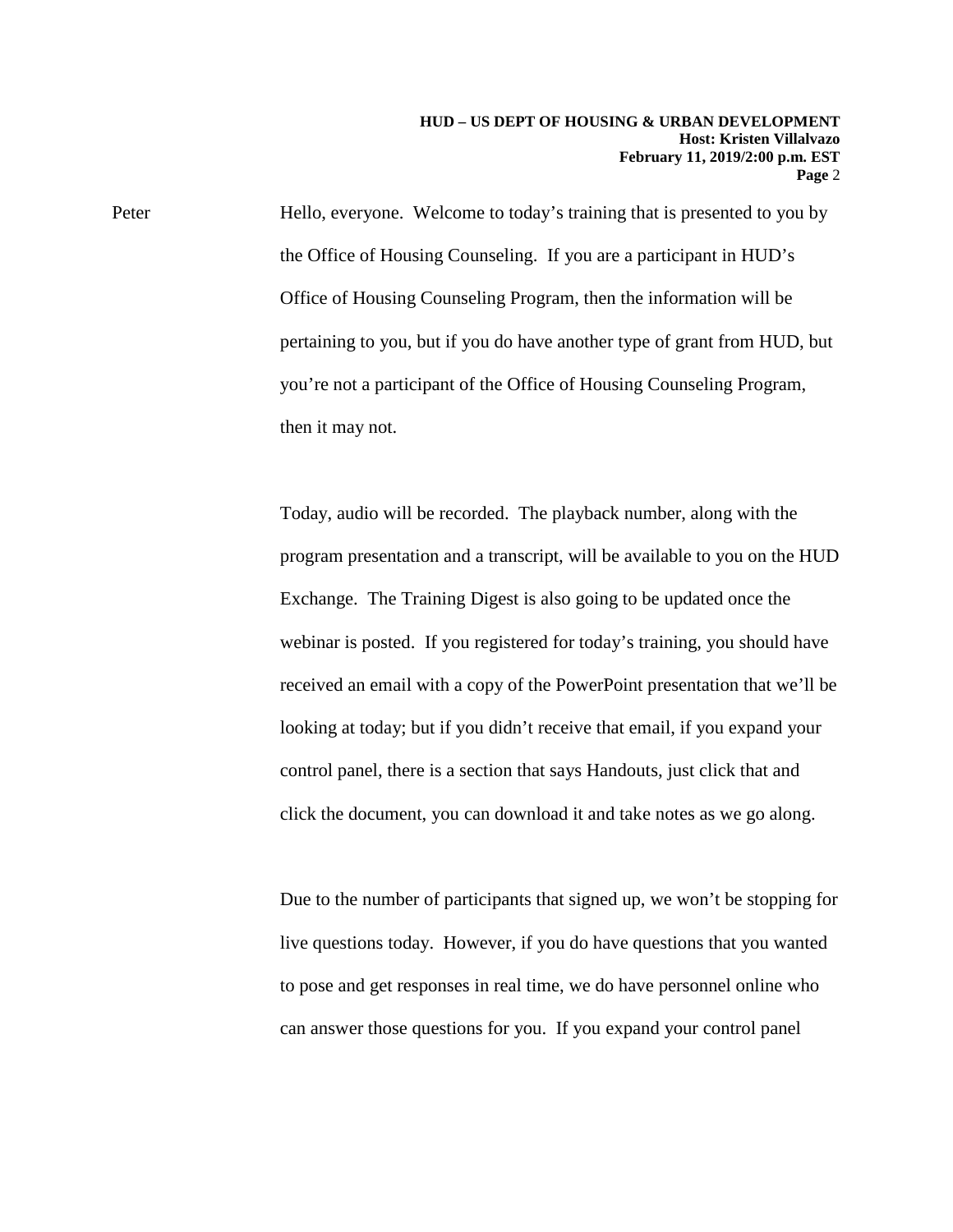Peter Hello, everyone. Welcome to today's training that is presented to you by the Office of Housing Counseling. If you are a participant in HUD's Office of Housing Counseling Program, then the information will be pertaining to you, but if you do have another type of grant from HUD, but you're not a participant of the Office of Housing Counseling Program, then it may not.

Today, audio will be recorded. The playback number, along with the program presentation and a transcript, will be available to you on the HUD Exchange. The Training Digest is also going to be updated once the webinar is posted. If you registered for today's training, you should have received an email with a copy of the PowerPoint presentation that we'll be looking at today; but if you didn't receive that email, if you expand your control panel, there is a section that says Handouts, just click that and click the document, you can download it and take notes as we go along.

Due to the number of participants that signed up, we won't be stopping for live questions today. However, if you do have questions that you wanted to pose and get responses in real time, we do have personnel online who can answer those questions for you. If you expand your control panel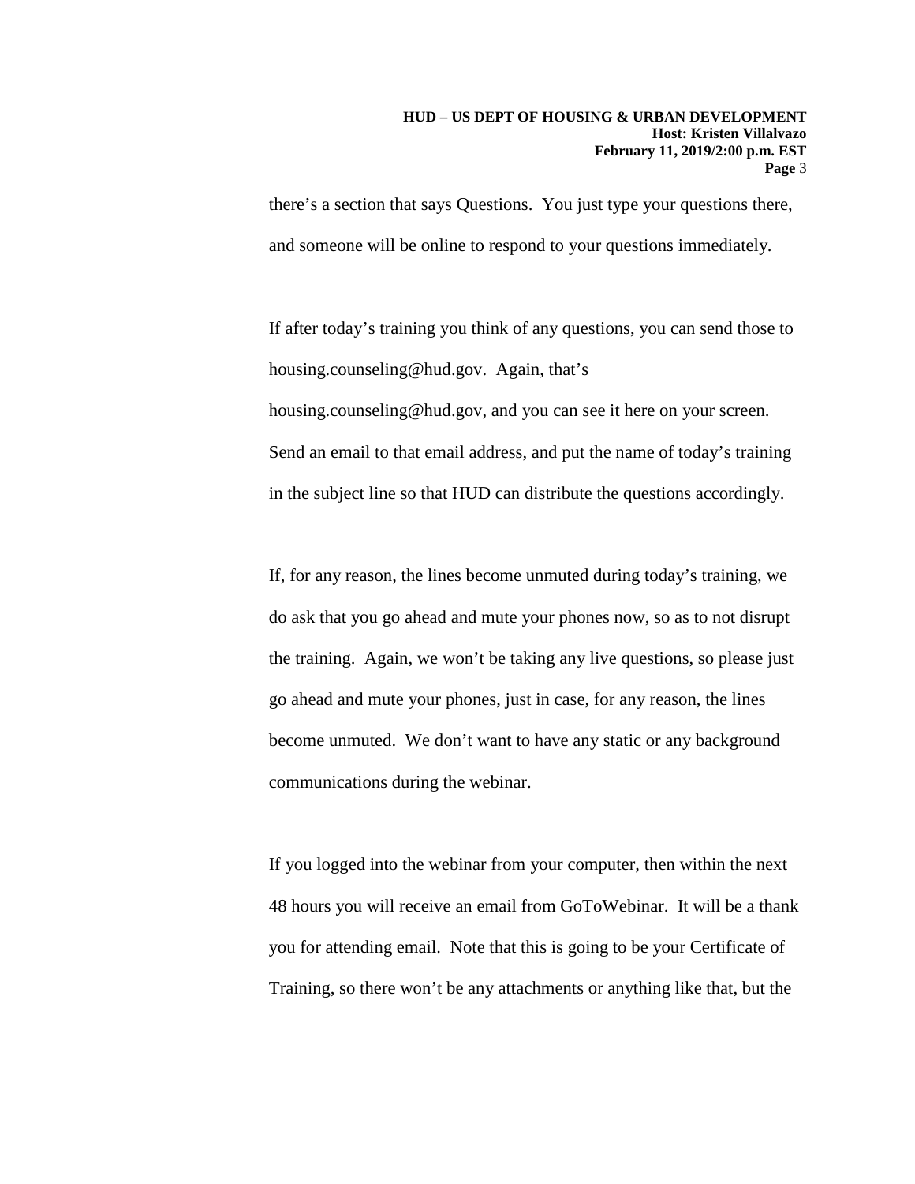there's a section that says Questions. You just type your questions there, and someone will be online to respond to your questions immediately.

If after today's training you think of any questions, you can send those to housing.counseling@hud.gov. Again, that's housing.counseling@hud.gov, and you can see it here on your screen. Send an email to that email address, and put the name of today's training in the subject line so that HUD can distribute the questions accordingly.

If, for any reason, the lines become unmuted during today's training, we do ask that you go ahead and mute your phones now, so as to not disrupt the training. Again, we won't be taking any live questions, so please just go ahead and mute your phones, just in case, for any reason, the lines become unmuted. We don't want to have any static or any background communications during the webinar.

If you logged into the webinar from your computer, then within the next 48 hours you will receive an email from GoToWebinar. It will be a thank you for attending email. Note that this is going to be your Certificate of Training, so there won't be any attachments or anything like that, but the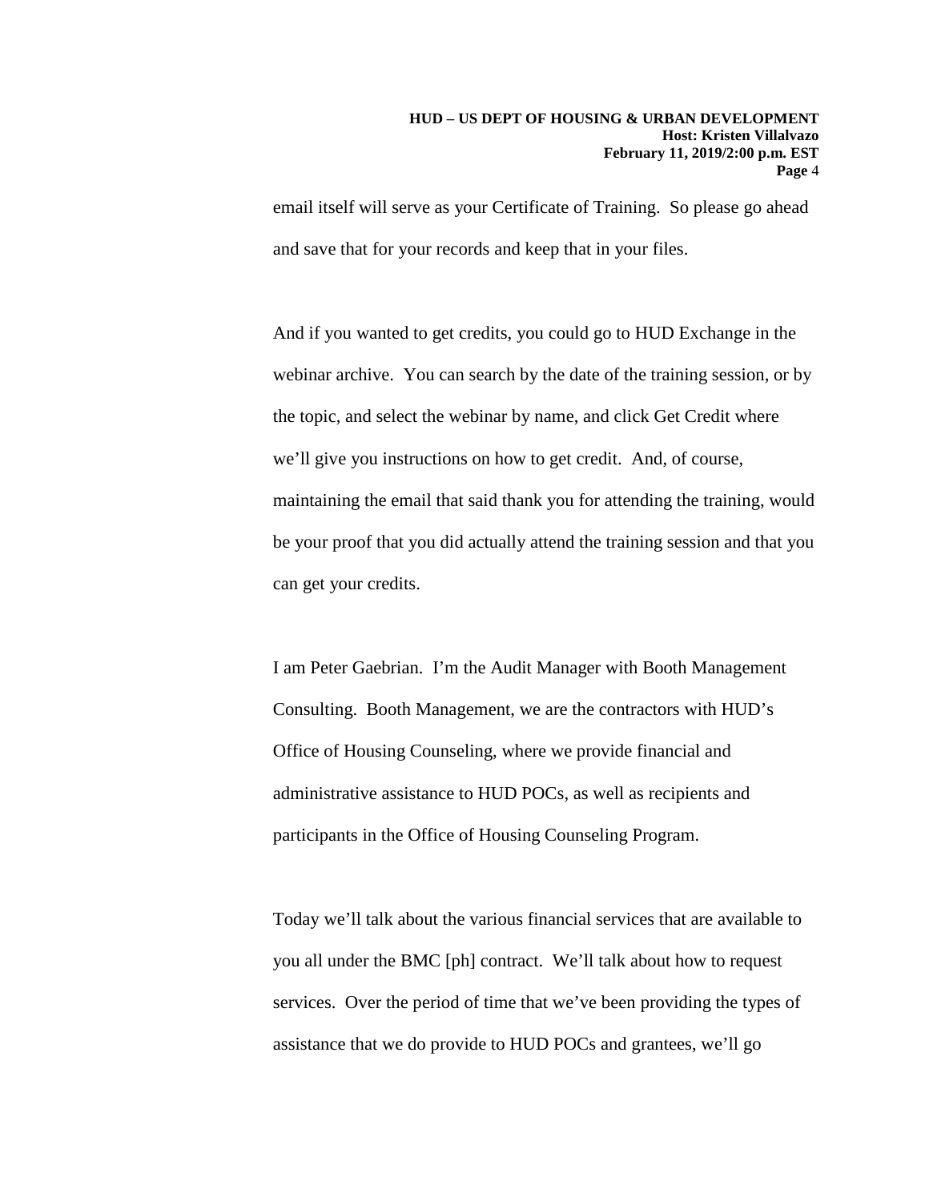email itself will serve as your Certificate of Training. So please go ahead and save that for your records and keep that in your files.

And if you wanted to get credits, you could go to HUD Exchange in the webinar archive. You can search by the date of the training session, or by the topic, and select the webinar by name, and click Get Credit where we'll give you instructions on how to get credit. And, of course, maintaining the email that said thank you for attending the training, would be your proof that you did actually attend the training session and that you can get your credits.

I am Peter Gaebrian. I'm the Audit Manager with Booth Management Consulting. Booth Management, we are the contractors with HUD's Office of Housing Counseling, where we provide financial and administrative assistance to HUD POCs, as well as recipients and participants in the Office of Housing Counseling Program.

Today we'll talk about the various financial services that are available to you all under the BMC [ph] contract. We'll talk about how to request services. Over the period of time that we've been providing the types of assistance that we do provide to HUD POCs and grantees, we'll go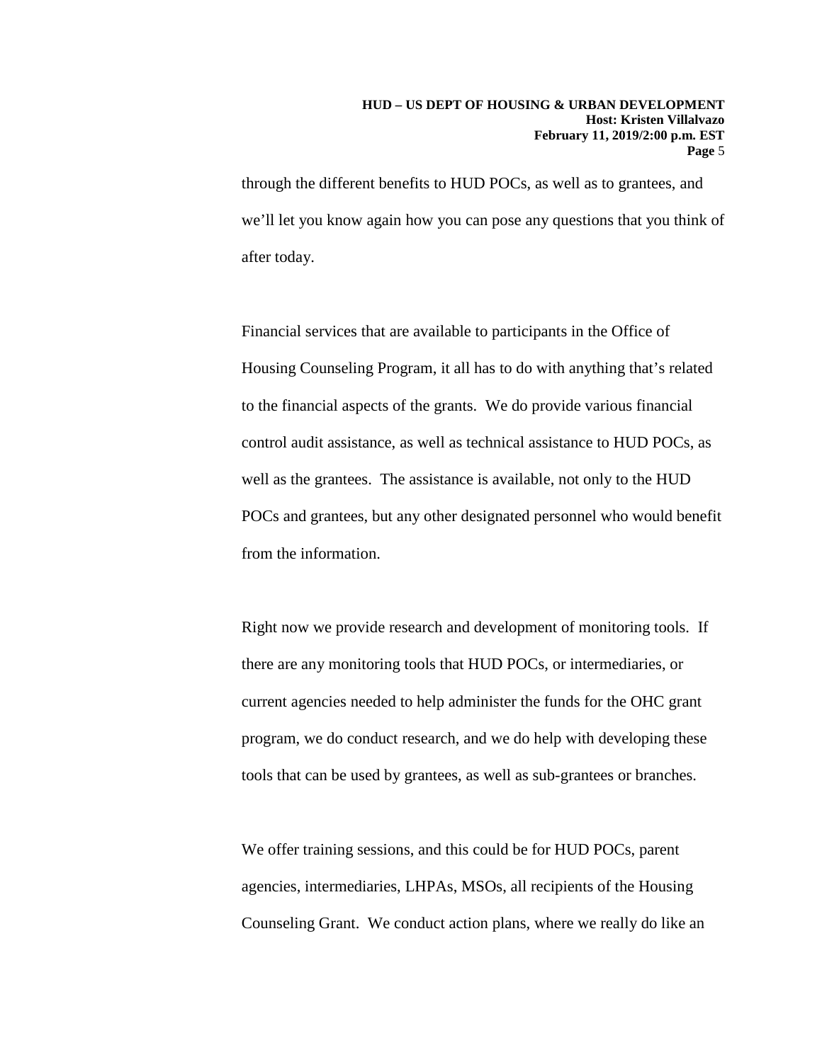through the different benefits to HUD POCs, as well as to grantees, and we'll let you know again how you can pose any questions that you think of after today.

Financial services that are available to participants in the Office of Housing Counseling Program, it all has to do with anything that's related to the financial aspects of the grants. We do provide various financial control audit assistance, as well as technical assistance to HUD POCs, as well as the grantees. The assistance is available, not only to the HUD POCs and grantees, but any other designated personnel who would benefit from the information.

Right now we provide research and development of monitoring tools. If there are any monitoring tools that HUD POCs, or intermediaries, or current agencies needed to help administer the funds for the OHC grant program, we do conduct research, and we do help with developing these tools that can be used by grantees, as well as sub-grantees or branches.

We offer training sessions, and this could be for HUD POCs, parent agencies, intermediaries, LHPAs, MSOs, all recipients of the Housing Counseling Grant. We conduct action plans, where we really do like an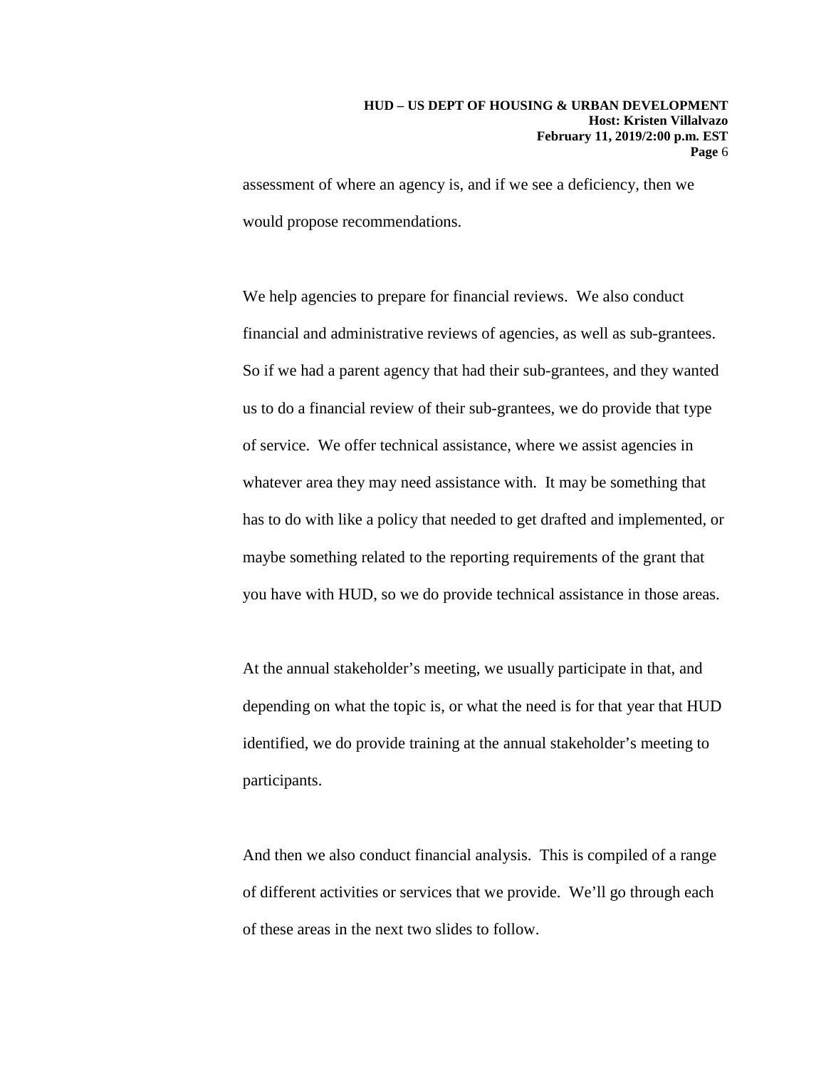assessment of where an agency is, and if we see a deficiency, then we would propose recommendations.

We help agencies to prepare for financial reviews. We also conduct financial and administrative reviews of agencies, as well as sub-grantees. So if we had a parent agency that had their sub-grantees, and they wanted us to do a financial review of their sub-grantees, we do provide that type of service. We offer technical assistance, where we assist agencies in whatever area they may need assistance with. It may be something that has to do with like a policy that needed to get drafted and implemented, or maybe something related to the reporting requirements of the grant that you have with HUD, so we do provide technical assistance in those areas.

At the annual stakeholder's meeting, we usually participate in that, and depending on what the topic is, or what the need is for that year that HUD identified, we do provide training at the annual stakeholder's meeting to participants.

And then we also conduct financial analysis. This is compiled of a range of different activities or services that we provide. We'll go through each of these areas in the next two slides to follow.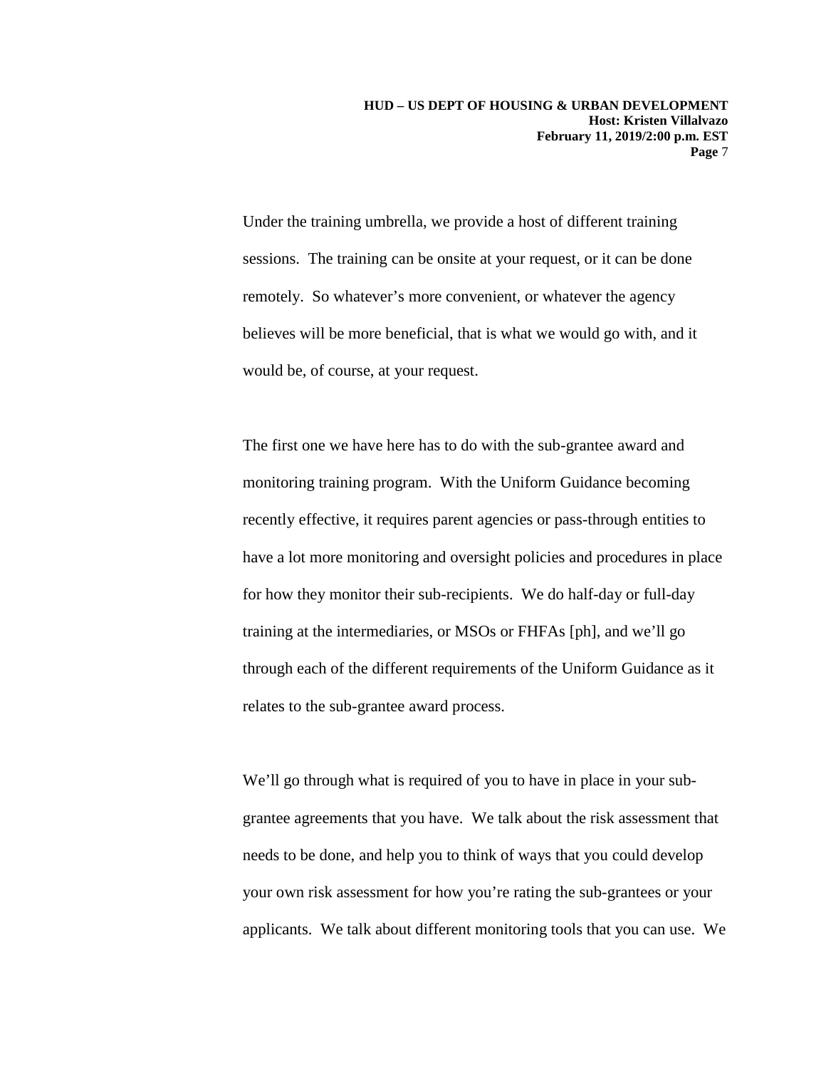Under the training umbrella, we provide a host of different training sessions. The training can be onsite at your request, or it can be done remotely. So whatever's more convenient, or whatever the agency believes will be more beneficial, that is what we would go with, and it would be, of course, at your request.

The first one we have here has to do with the sub-grantee award and monitoring training program. With the Uniform Guidance becoming recently effective, it requires parent agencies or pass-through entities to have a lot more monitoring and oversight policies and procedures in place for how they monitor their sub-recipients. We do half-day or full-day training at the intermediaries, or MSOs or FHFAs [ph], and we'll go through each of the different requirements of the Uniform Guidance as it relates to the sub-grantee award process.

We'll go through what is required of you to have in place in your sub-grantee agreements that you have. We talk about the risk assessment that needs to be done, and help you to think of ways that you could develop your own risk assessment for how you're rating the sub-grantees or your applicants. We talk about different monitoring tools that you can use. We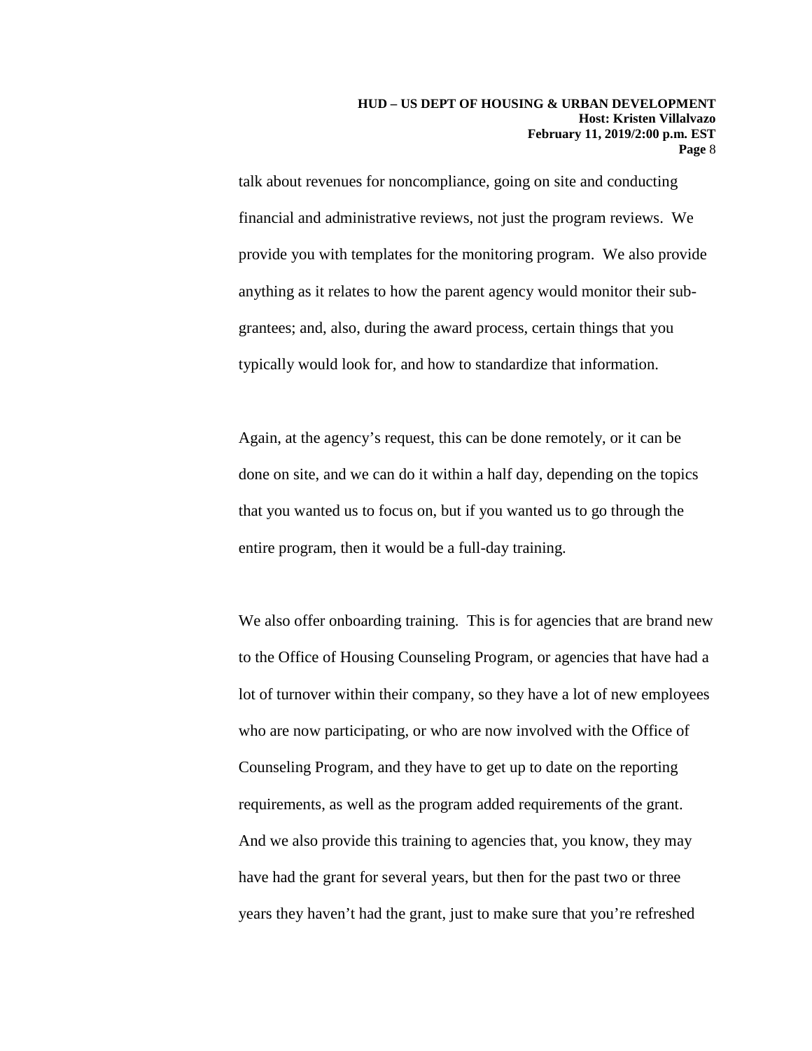talk about revenues for noncompliance, going on site and conducting financial and administrative reviews, not just the program reviews. We provide you with templates for the monitoring program. We also provide anything as it relates to how the parent agency would monitor their sub-grantees; and, also, during the award process, certain things that you typically would look for, and how to standardize that information.

Again, at the agency's request, this can be done remotely, or it can be done on site, and we can do it within a half day, depending on the topics that you wanted us to focus on, but if you wanted us to go through the entire program, then it would be a full-day training.

We also offer onboarding training. This is for agencies that are brand new to the Office of Housing Counseling Program, or agencies that have had a lot of turnover within their company, so they have a lot of new employees who are now participating, or who are now involved with the Office of Counseling Program, and they have to get up to date on the reporting requirements, as well as the program added requirements of the grant. And we also provide this training to agencies that, you know, they may have had the grant for several years, but then for the past two or three years they haven't had the grant, just to make sure that you're refreshed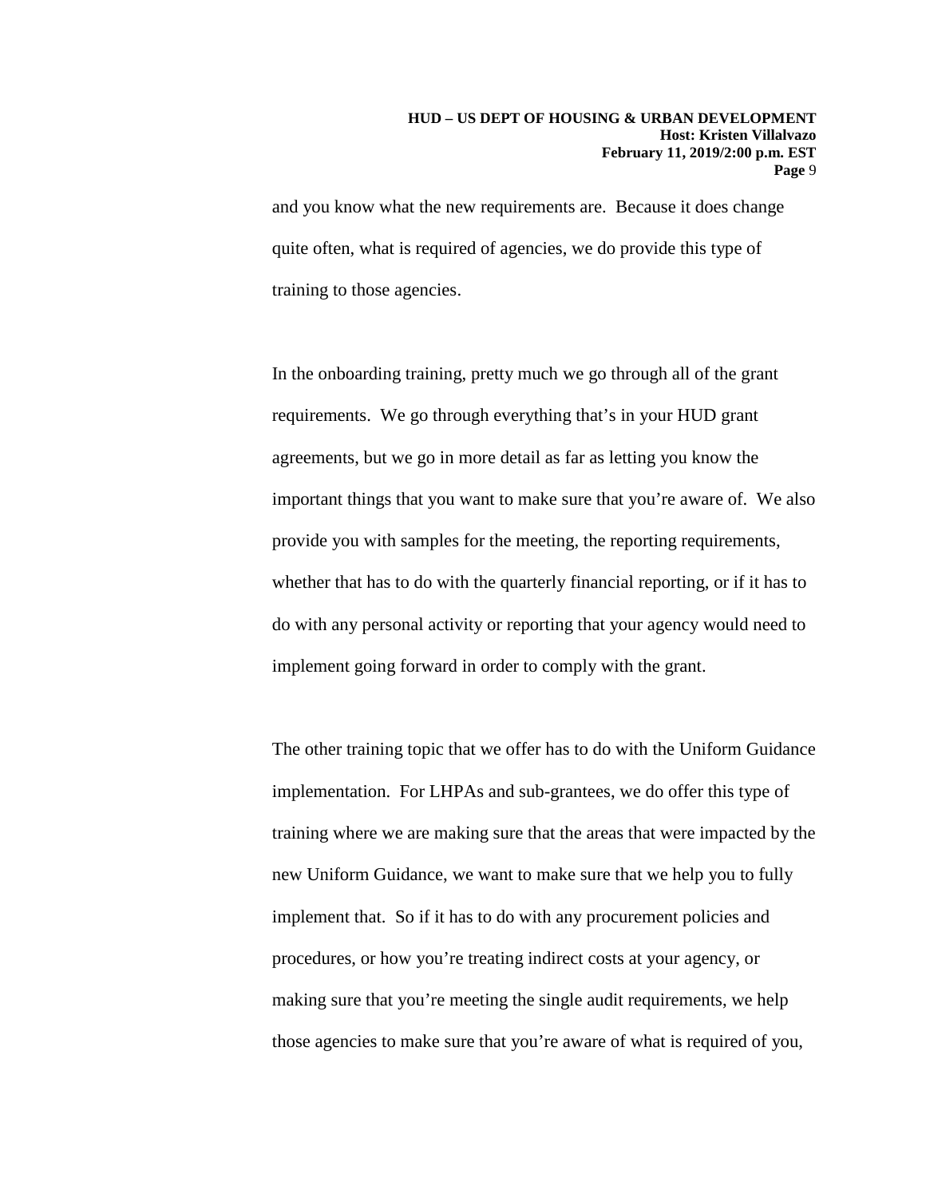and you know what the new requirements are. Because it does change quite often, what is required of agencies, we do provide this type of training to those agencies.

In the onboarding training, pretty much we go through all of the grant requirements. We go through everything that's in your HUD grant agreements, but we go in more detail as far as letting you know the important things that you want to make sure that you're aware of. We also provide you with samples for the meeting, the reporting requirements, whether that has to do with the quarterly financial reporting, or if it has to do with any personal activity or reporting that your agency would need to implement going forward in order to comply with the grant.

The other training topic that we offer has to do with the Uniform Guidance implementation. For LHPAs and sub-grantees, we do offer this type of training where we are making sure that the areas that were impacted by the new Uniform Guidance, we want to make sure that we help you to fully implement that. So if it has to do with any procurement policies and procedures, or how you're treating indirect costs at your agency, or making sure that you're meeting the single audit requirements, we help those agencies to make sure that you're aware of what is required of you,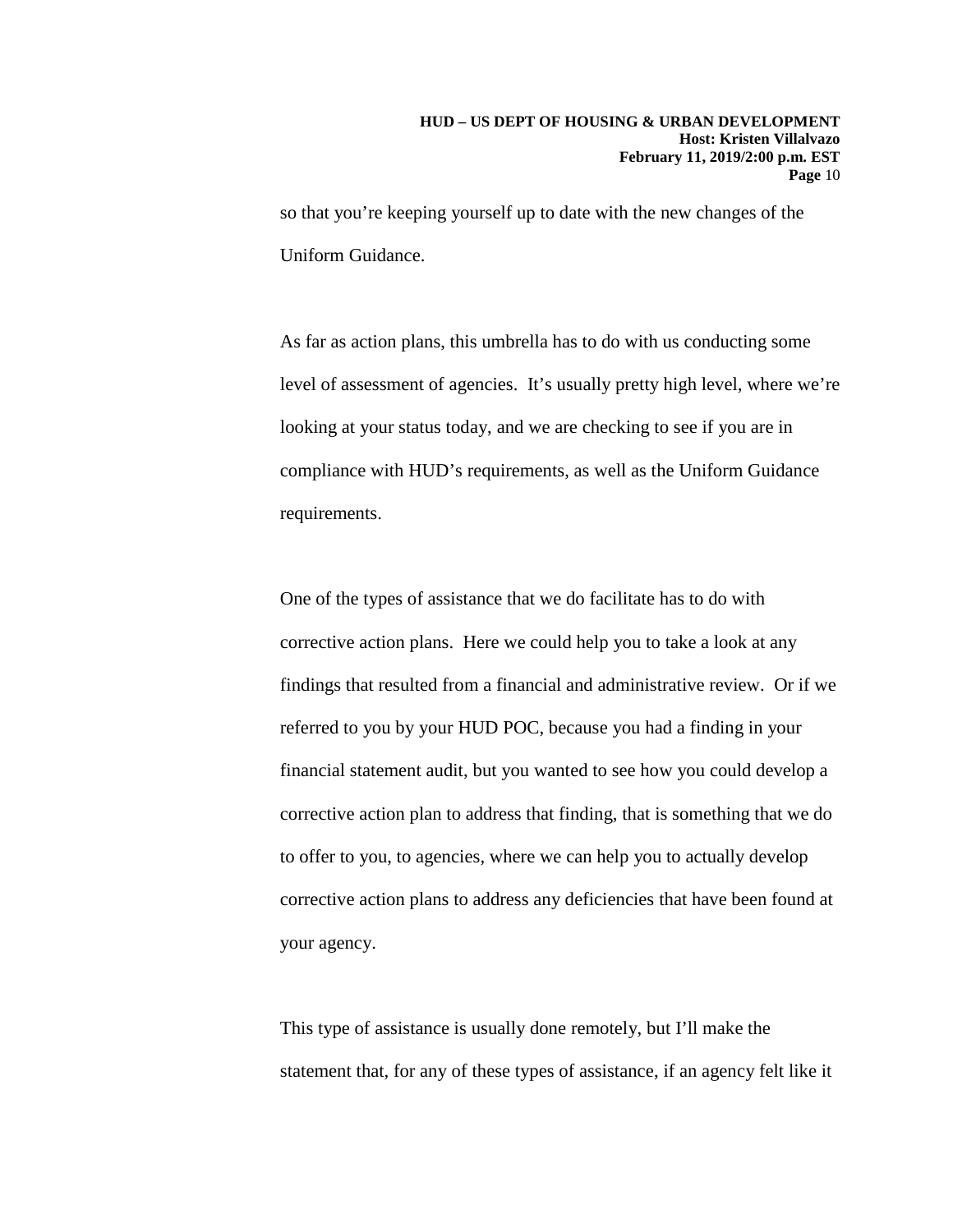so that you're keeping yourself up to date with the new changes of the Uniform Guidance.

As far as action plans, this umbrella has to do with us conducting some level of assessment of agencies. It's usually pretty high level, where we're looking at your status today, and we are checking to see if you are in compliance with HUD's requirements, as well as the Uniform Guidance requirements.

One of the types of assistance that we do facilitate has to do with corrective action plans. Here we could help you to take a look at any findings that resulted from a financial and administrative review. Or if we referred to you by your HUD POC, because you had a finding in your financial statement audit, but you wanted to see how you could develop a corrective action plan to address that finding, that is something that we do to offer to you, to agencies, where we can help you to actually develop corrective action plans to address any deficiencies that have been found at your agency.

This type of assistance is usually done remotely, but I'll make the statement that, for any of these types of assistance, if an agency felt like it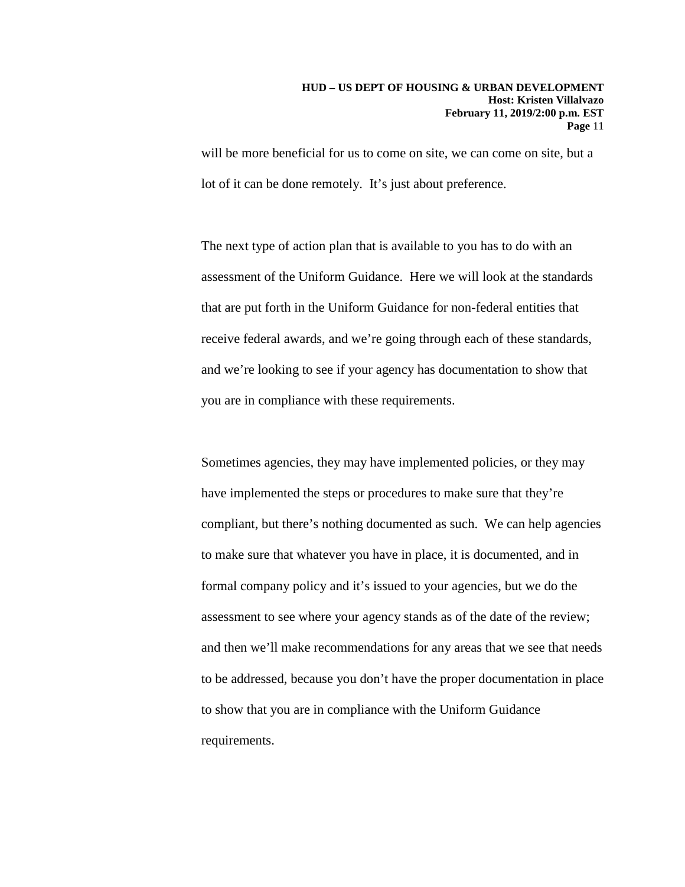will be more beneficial for us to come on site, we can come on site, but a lot of it can be done remotely. It's just about preference.

The next type of action plan that is available to you has to do with an assessment of the Uniform Guidance. Here we will look at the standards that are put forth in the Uniform Guidance for non-federal entities that receive federal awards, and we're going through each of these standards, and we're looking to see if your agency has documentation to show that you are in compliance with these requirements.

Sometimes agencies, they may have implemented policies, or they may have implemented the steps or procedures to make sure that they're compliant, but there's nothing documented as such. We can help agencies to make sure that whatever you have in place, it is documented, and in formal company policy and it's issued to your agencies, but we do the assessment to see where your agency stands as of the date of the review; and then we'll make recommendations for any areas that we see that needs to be addressed, because you don't have the proper documentation in place to show that you are in compliance with the Uniform Guidance requirements.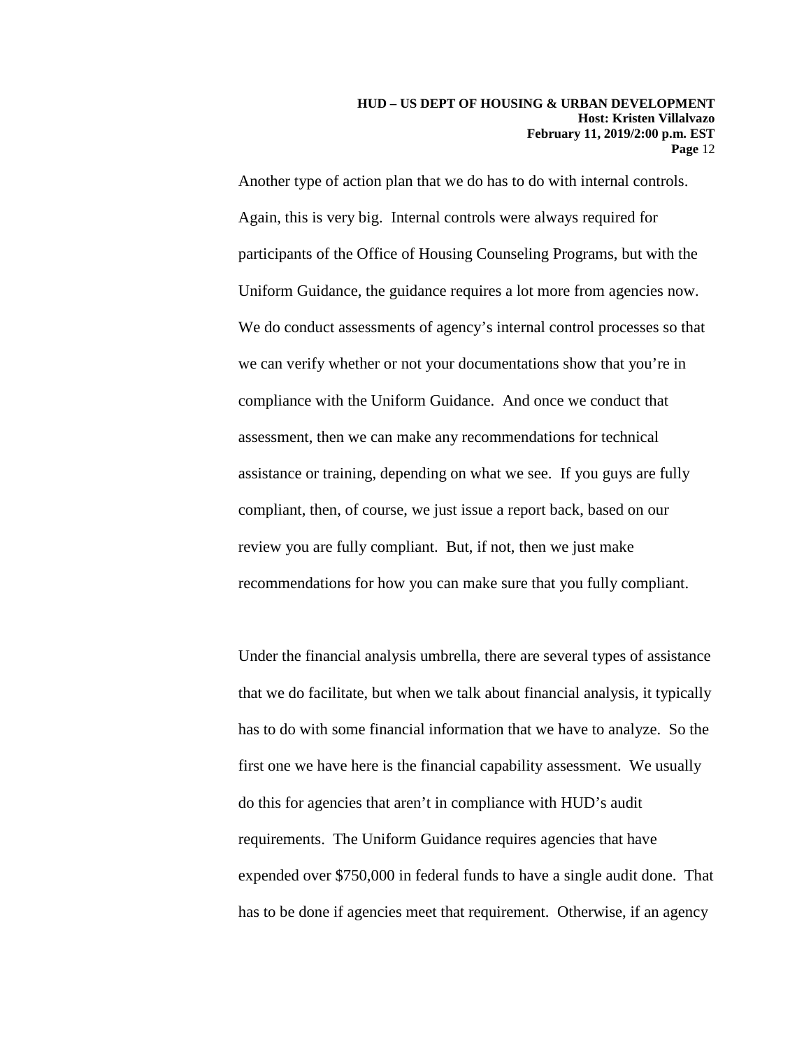Another type of action plan that we do has to do with internal controls. Again, this is very big. Internal controls were always required for participants of the Office of Housing Counseling Programs, but with the Uniform Guidance, the guidance requires a lot more from agencies now. We do conduct assessments of agency's internal control processes so that we can verify whether or not your documentations show that you're in compliance with the Uniform Guidance. And once we conduct that assessment, then we can make any recommendations for technical assistance or training, depending on what we see. If you guys are fully compliant, then, of course, we just issue a report back, based on our review you are fully compliant. But, if not, then we just make recommendations for how you can make sure that you fully compliant.

Under the financial analysis umbrella, there are several types of assistance that we do facilitate, but when we talk about financial analysis, it typically has to do with some financial information that we have to analyze. So the first one we have here is the financial capability assessment. We usually do this for agencies that aren't in compliance with HUD's audit requirements. The Uniform Guidance requires agencies that have expended over $750,000 in federal funds to have a single audit done. That has to be done if agencies meet that requirement. Otherwise, if an agency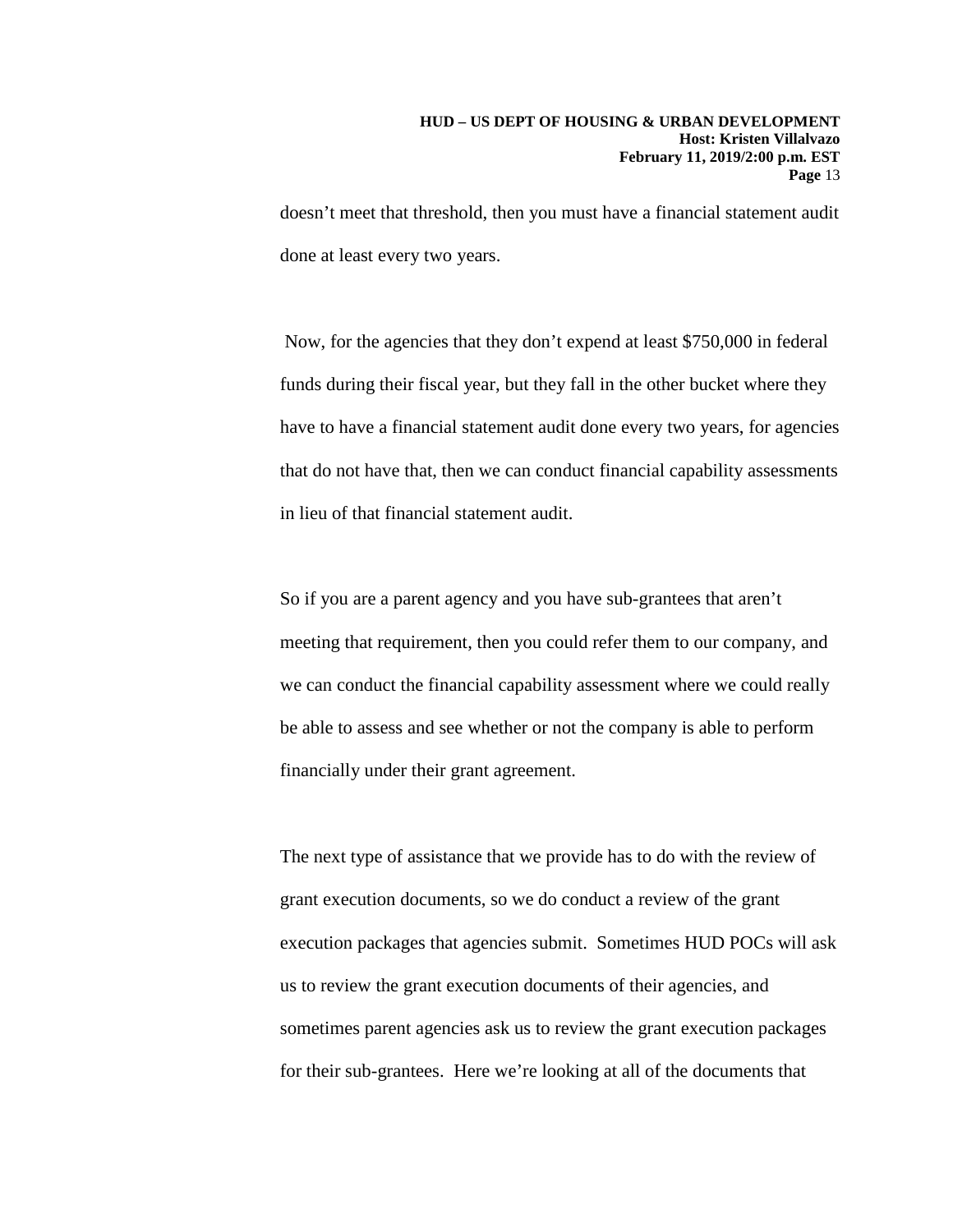doesn't meet that threshold, then you must have a financial statement audit done at least every two years.

Now, for the agencies that they don't expend at least $750,000 in federal funds during their fiscal year, but they fall in the other bucket where they have to have a financial statement audit done every two years, for agencies that do not have that, then we can conduct financial capability assessments in lieu of that financial statement audit.

So if you are a parent agency and you have sub-grantees that aren't meeting that requirement, then you could refer them to our company, and we can conduct the financial capability assessment where we could really be able to assess and see whether or not the company is able to perform financially under their grant agreement.

The next type of assistance that we provide has to do with the review of grant execution documents, so we do conduct a review of the grant execution packages that agencies submit. Sometimes HUD POCs will ask us to review the grant execution documents of their agencies, and sometimes parent agencies ask us to review the grant execution packages for their sub-grantees. Here we're looking at all of the documents that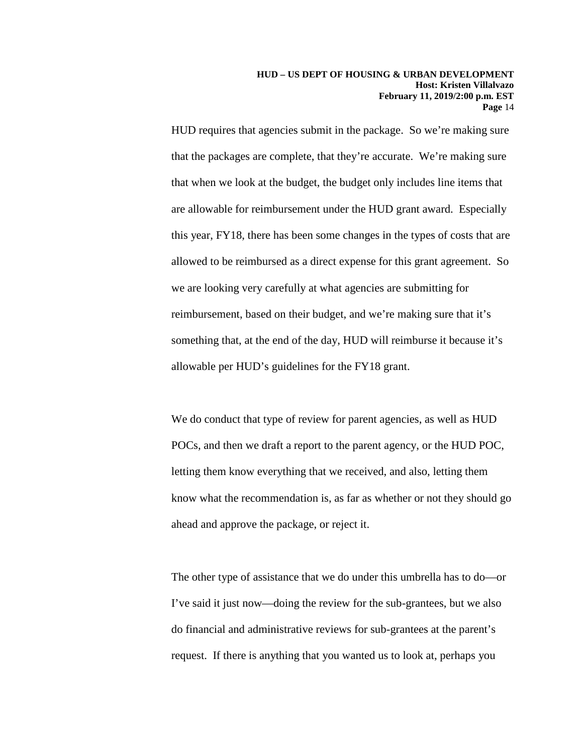HUD requires that agencies submit in the package. So we're making sure that the packages are complete, that they're accurate. We're making sure that when we look at the budget, the budget only includes line items that are allowable for reimbursement under the HUD grant award. Especially this year, FY18, there has been some changes in the types of costs that are allowed to be reimbursed as a direct expense for this grant agreement. So we are looking very carefully at what agencies are submitting for reimbursement, based on their budget, and we're making sure that it's something that, at the end of the day, HUD will reimburse it because it's allowable per HUD's guidelines for the FY18 grant.

We do conduct that type of review for parent agencies, as well as HUD POCs, and then we draft a report to the parent agency, or the HUD POC, letting them know everything that we received, and also, letting them know what the recommendation is, as far as whether or not they should go ahead and approve the package, or reject it.

The other type of assistance that we do under this umbrella has to do—or I've said it just now—doing the review for the sub-grantees, but we also do financial and administrative reviews for sub-grantees at the parent's request. If there is anything that you wanted us to look at, perhaps you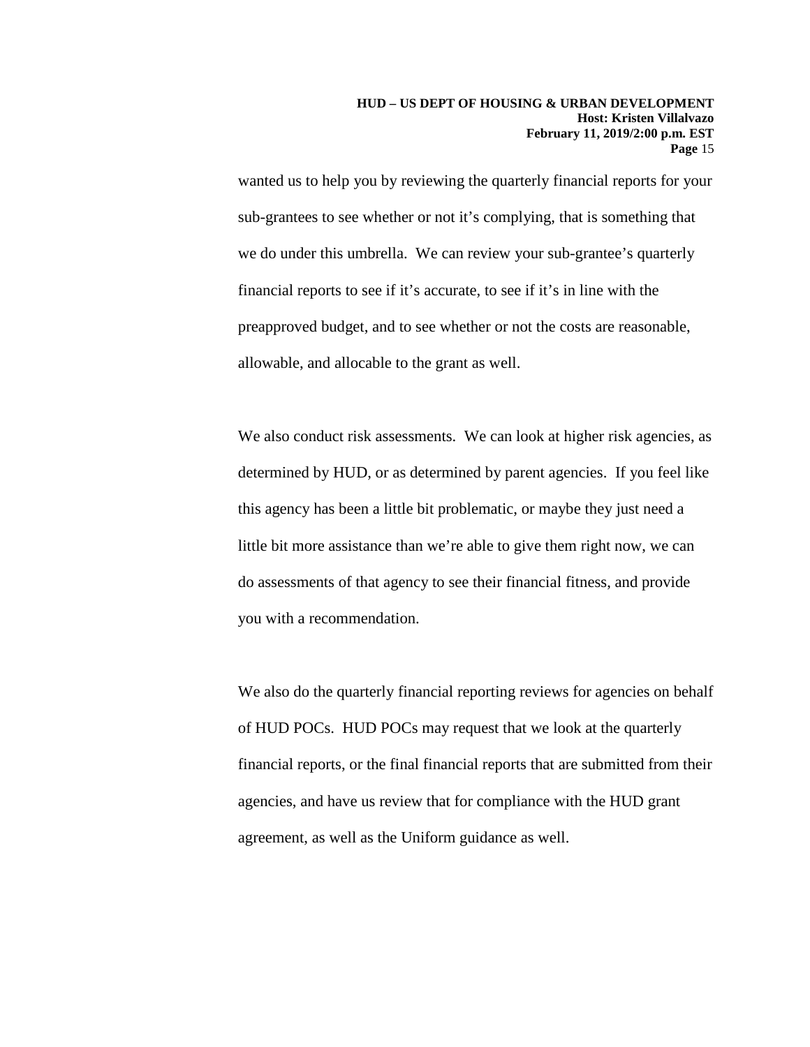wanted us to help you by reviewing the quarterly financial reports for your sub-grantees to see whether or not it's complying, that is something that we do under this umbrella. We can review your sub-grantee's quarterly financial reports to see if it's accurate, to see if it's in line with the preapproved budget, and to see whether or not the costs are reasonable, allowable, and allocable to the grant as well.

We also conduct risk assessments. We can look at higher risk agencies, as determined by HUD, or as determined by parent agencies. If you feel like this agency has been a little bit problematic, or maybe they just need a little bit more assistance than we're able to give them right now, we can do assessments of that agency to see their financial fitness, and provide you with a recommendation.

We also do the quarterly financial reporting reviews for agencies on behalf of HUD POCs. HUD POCs may request that we look at the quarterly financial reports, or the final financial reports that are submitted from their agencies, and have us review that for compliance with the HUD grant agreement, as well as the Uniform guidance as well.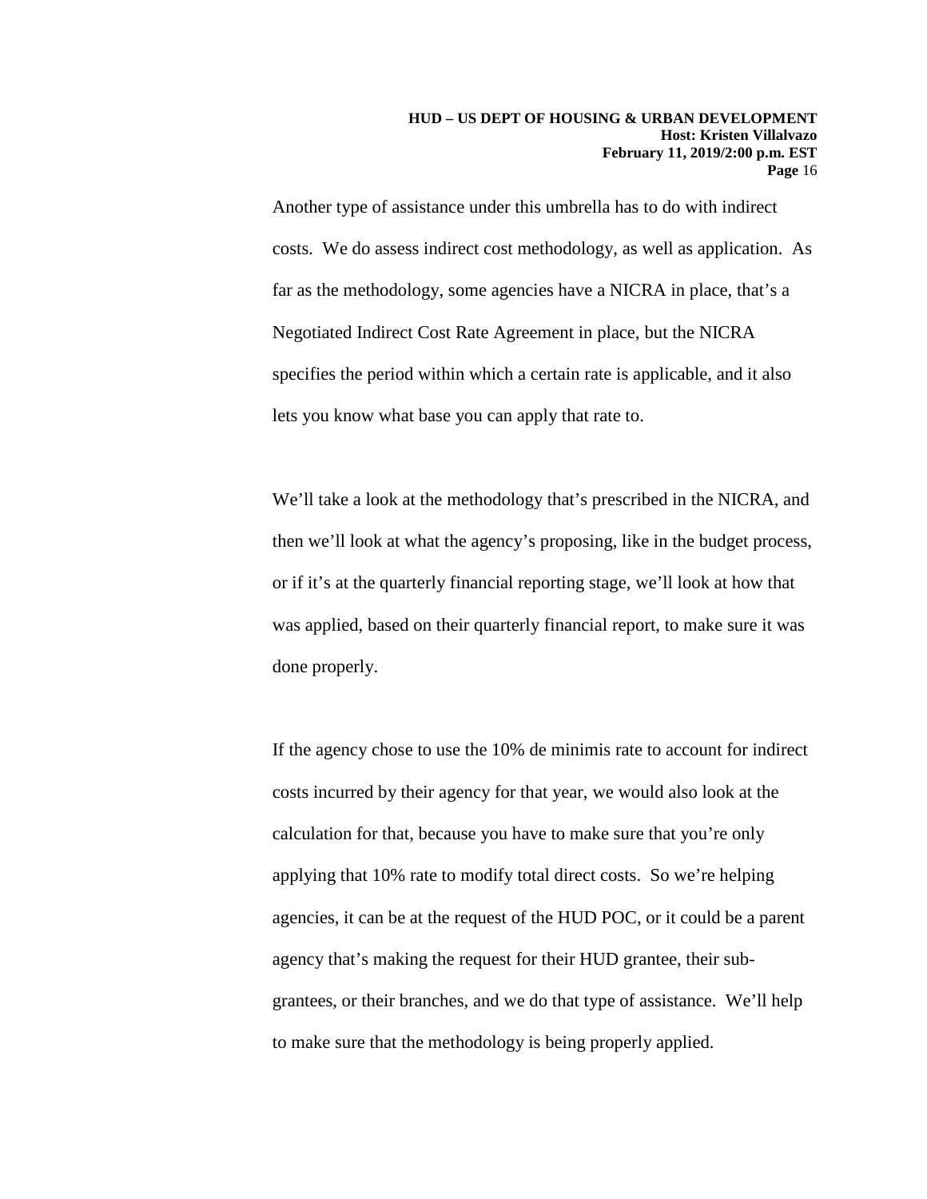Another type of assistance under this umbrella has to do with indirect costs. We do assess indirect cost methodology, as well as application. As far as the methodology, some agencies have a NICRA in place, that's a Negotiated Indirect Cost Rate Agreement in place, but the NICRA specifies the period within which a certain rate is applicable, and it also lets you know what base you can apply that rate to.

We'll take a look at the methodology that's prescribed in the NICRA, and then we'll look at what the agency's proposing, like in the budget process, or if it's at the quarterly financial reporting stage, we'll look at how that was applied, based on their quarterly financial report, to make sure it was done properly.

If the agency chose to use the 10% de minimis rate to account for indirect costs incurred by their agency for that year, we would also look at the calculation for that, because you have to make sure that you're only applying that 10% rate to modify total direct costs. So we're helping agencies, it can be at the request of the HUD POC, or it could be a parent agency that's making the request for their HUD grantee, their sub-grantees, or their branches, and we do that type of assistance. We'll help to make sure that the methodology is being properly applied.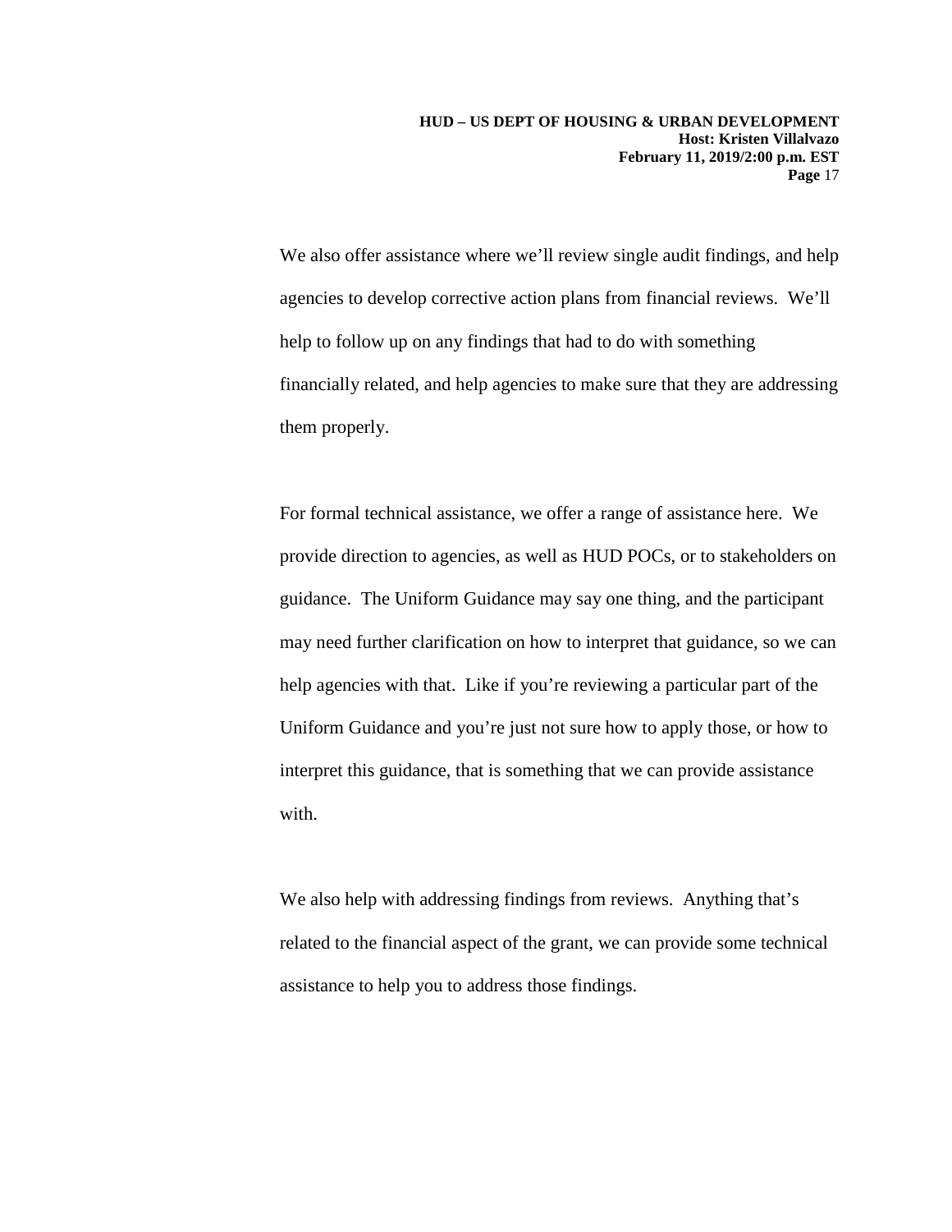We also offer assistance where we'll review single audit findings, and help agencies to develop corrective action plans from financial reviews. We'll help to follow up on any findings that had to do with something financially related, and help agencies to make sure that they are addressing them properly.

For formal technical assistance, we offer a range of assistance here. We provide direction to agencies, as well as HUD POCs, or to stakeholders on guidance. The Uniform Guidance may say one thing, and the participant may need further clarification on how to interpret that guidance, so we can help agencies with that. Like if you're reviewing a particular part of the Uniform Guidance and you're just not sure how to apply those, or how to interpret this guidance, that is something that we can provide assistance with.

We also help with addressing findings from reviews. Anything that's related to the financial aspect of the grant, we can provide some technical assistance to help you to address those findings.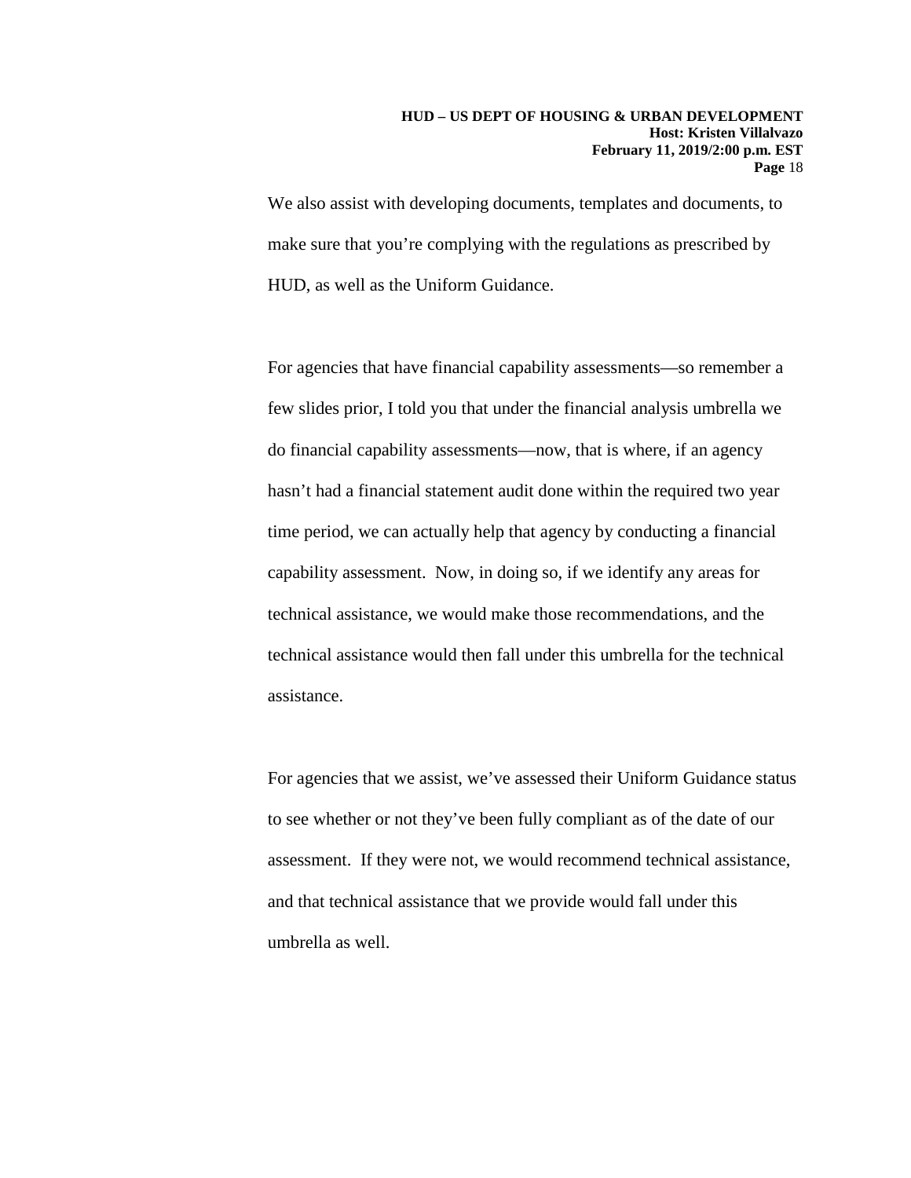We also assist with developing documents, templates and documents, to make sure that you're complying with the regulations as prescribed by HUD, as well as the Uniform Guidance.

For agencies that have financial capability assessments—so remember a few slides prior, I told you that under the financial analysis umbrella we do financial capability assessments—now, that is where, if an agency hasn't had a financial statement audit done within the required two year time period, we can actually help that agency by conducting a financial capability assessment. Now, in doing so, if we identify any areas for technical assistance, we would make those recommendations, and the technical assistance would then fall under this umbrella for the technical assistance.

For agencies that we assist, we've assessed their Uniform Guidance status to see whether or not they've been fully compliant as of the date of our assessment. If they were not, we would recommend technical assistance, and that technical assistance that we provide would fall under this umbrella as well.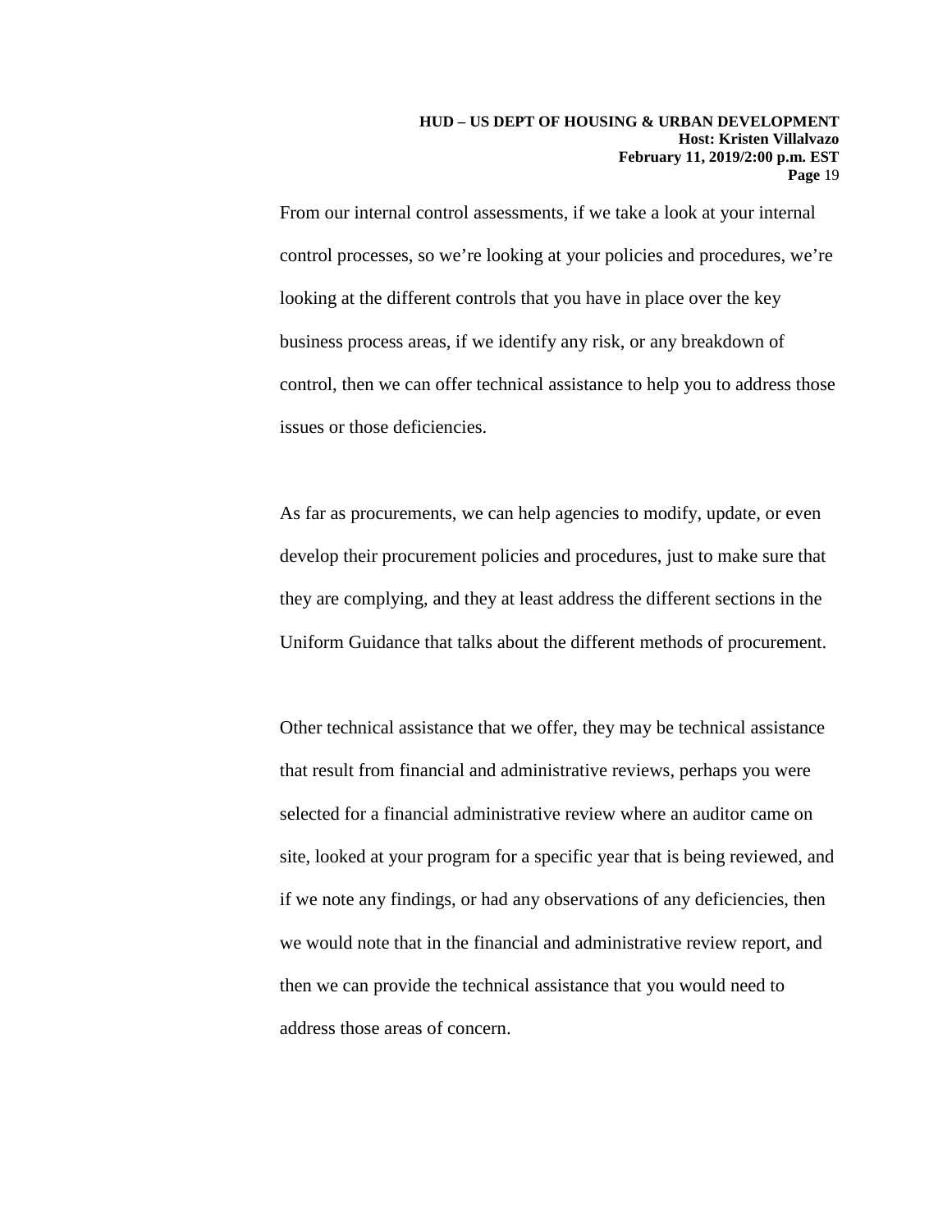From our internal control assessments, if we take a look at your internal control processes, so we're looking at your policies and procedures, we're looking at the different controls that you have in place over the key business process areas, if we identify any risk, or any breakdown of control, then we can offer technical assistance to help you to address those issues or those deficiencies.

As far as procurements, we can help agencies to modify, update, or even develop their procurement policies and procedures, just to make sure that they are complying, and they at least address the different sections in the Uniform Guidance that talks about the different methods of procurement.

Other technical assistance that we offer, they may be technical assistance that result from financial and administrative reviews, perhaps you were selected for a financial administrative review where an auditor came on site, looked at your program for a specific year that is being reviewed, and if we note any findings, or had any observations of any deficiencies, then we would note that in the financial and administrative review report, and then we can provide the technical assistance that you would need to address those areas of concern.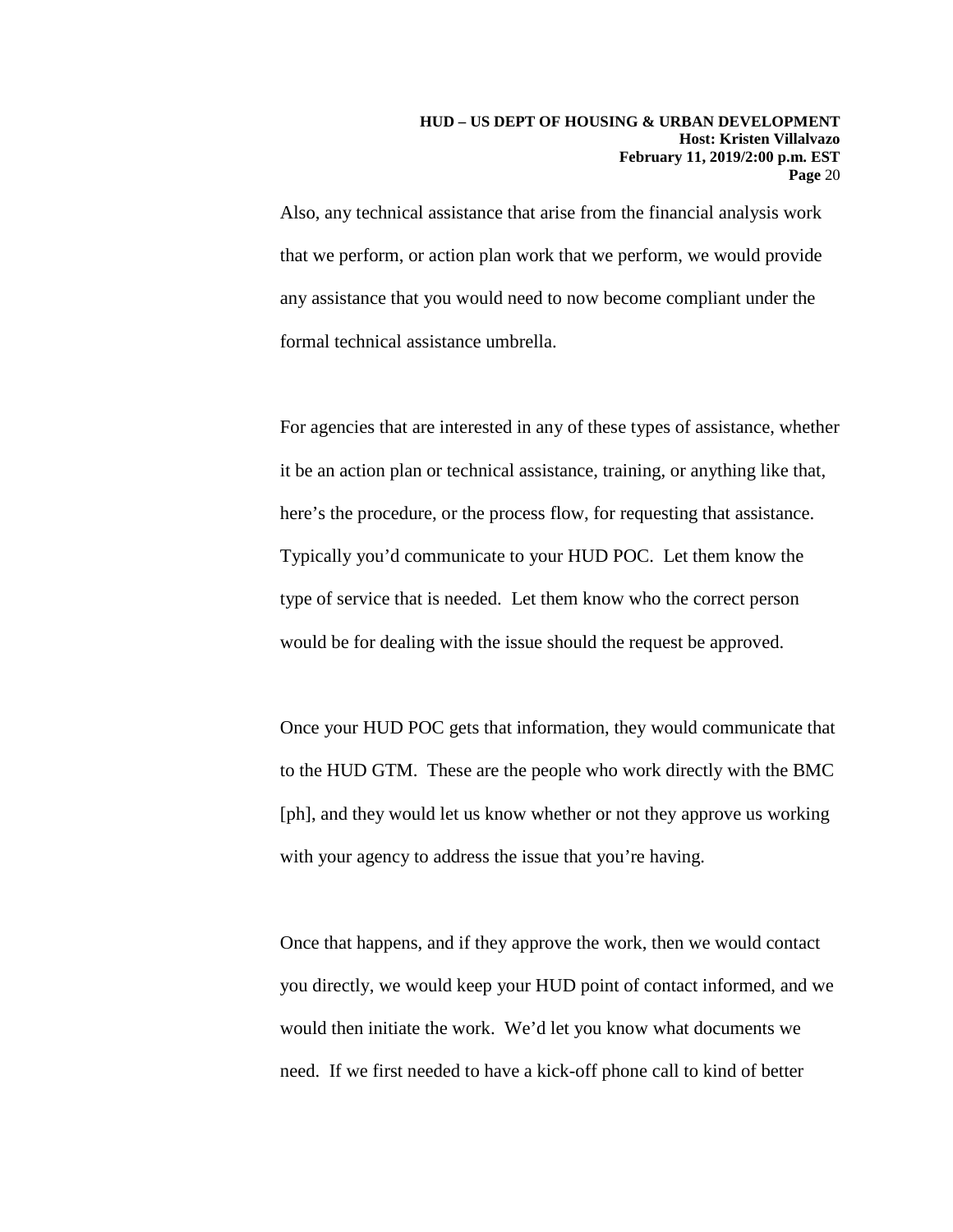Also, any technical assistance that arise from the financial analysis work that we perform, or action plan work that we perform, we would provide any assistance that you would need to now become compliant under the formal technical assistance umbrella.

For agencies that are interested in any of these types of assistance, whether it be an action plan or technical assistance, training, or anything like that, here's the procedure, or the process flow, for requesting that assistance. Typically you'd communicate to your HUD POC. Let them know the type of service that is needed. Let them know who the correct person would be for dealing with the issue should the request be approved.

Once your HUD POC gets that information, they would communicate that to the HUD GTM. These are the people who work directly with the BMC [ph], and they would let us know whether or not they approve us working with your agency to address the issue that you're having.

Once that happens, and if they approve the work, then we would contact you directly, we would keep your HUD point of contact informed, and we would then initiate the work. We'd let you know what documents we need. If we first needed to have a kick-off phone call to kind of better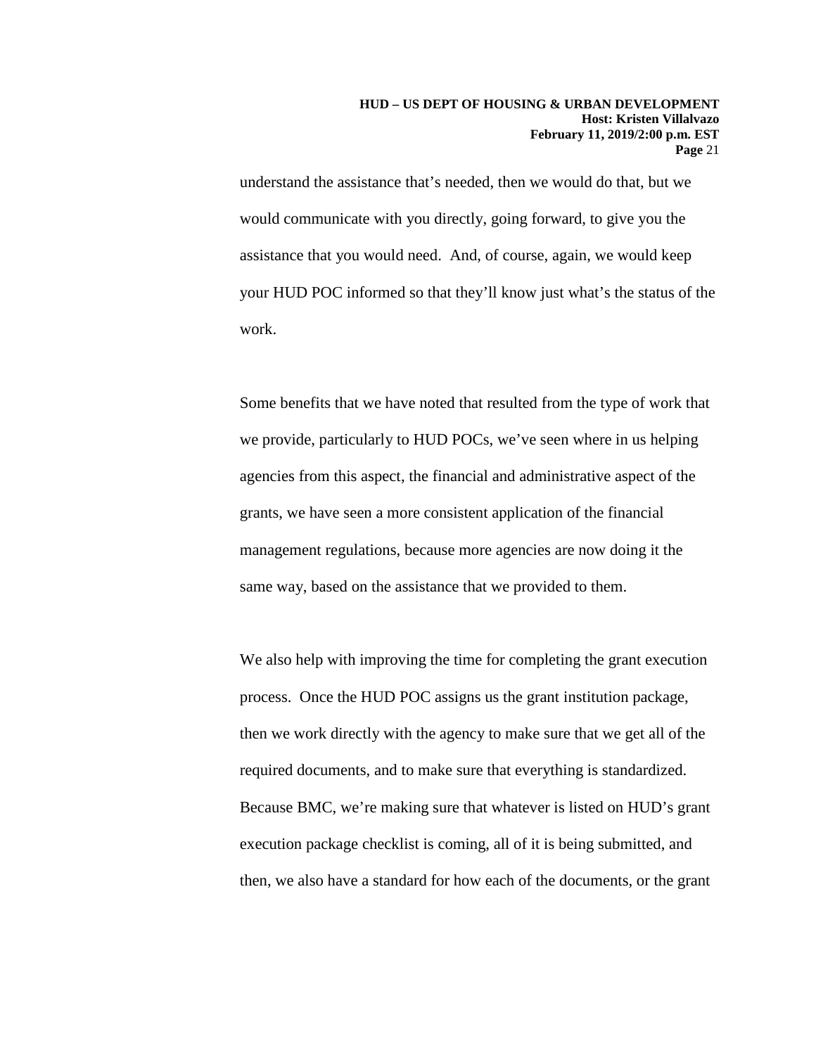understand the assistance that's needed, then we would do that, but we would communicate with you directly, going forward, to give you the assistance that you would need. And, of course, again, we would keep your HUD POC informed so that they'll know just what's the status of the work.

Some benefits that we have noted that resulted from the type of work that we provide, particularly to HUD POCs, we've seen where in us helping agencies from this aspect, the financial and administrative aspect of the grants, we have seen a more consistent application of the financial management regulations, because more agencies are now doing it the same way, based on the assistance that we provided to them.

We also help with improving the time for completing the grant execution process. Once the HUD POC assigns us the grant institution package, then we work directly with the agency to make sure that we get all of the required documents, and to make sure that everything is standardized. Because BMC, we're making sure that whatever is listed on HUD's grant execution package checklist is coming, all of it is being submitted, and then, we also have a standard for how each of the documents, or the grant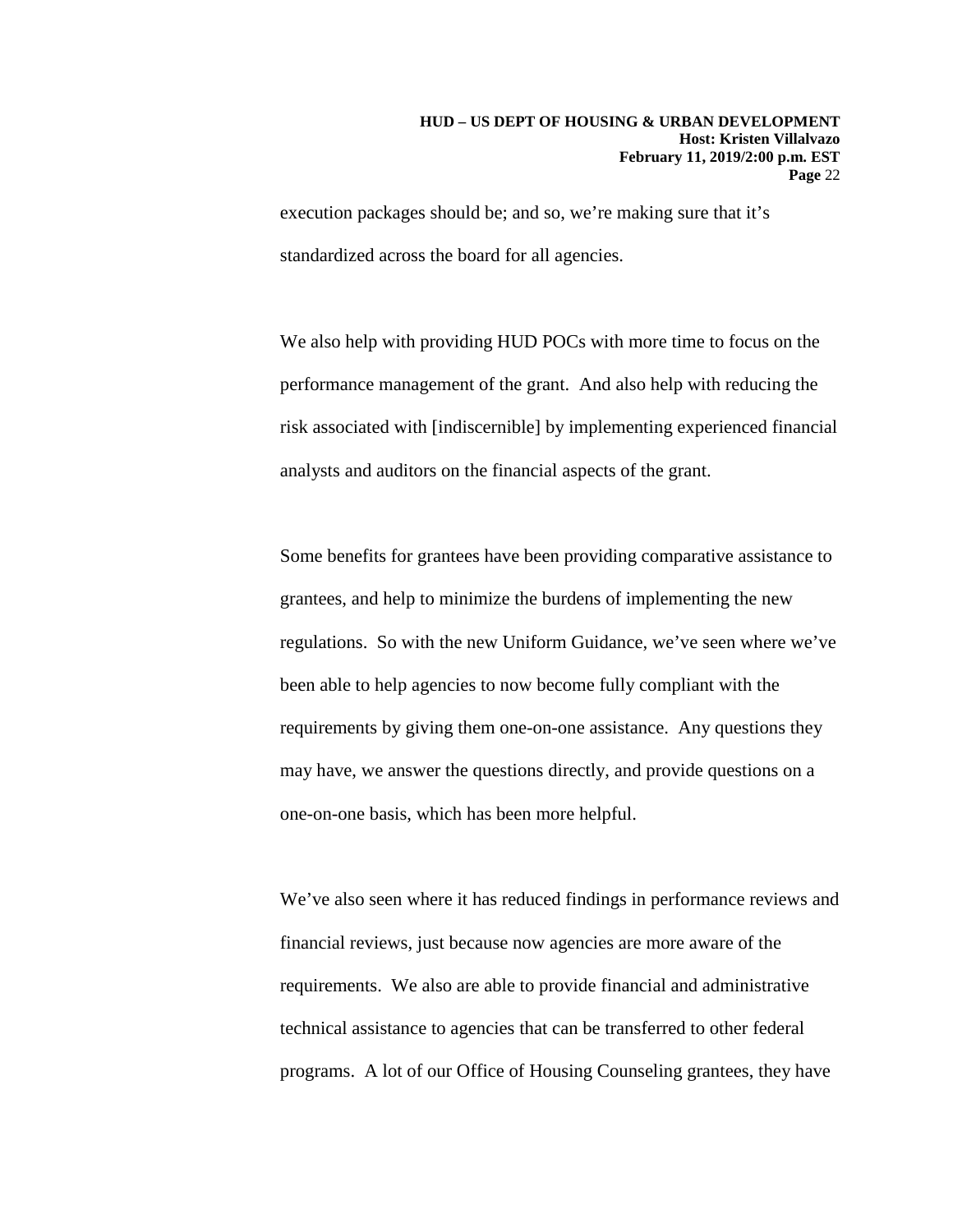execution packages should be; and so, we're making sure that it's standardized across the board for all agencies.

We also help with providing HUD POCs with more time to focus on the performance management of the grant. And also help with reducing the risk associated with [indiscernible] by implementing experienced financial analysts and auditors on the financial aspects of the grant.

Some benefits for grantees have been providing comparative assistance to grantees, and help to minimize the burdens of implementing the new regulations. So with the new Uniform Guidance, we've seen where we've been able to help agencies to now become fully compliant with the requirements by giving them one-on-one assistance. Any questions they may have, we answer the questions directly, and provide questions on a one-on-one basis, which has been more helpful.

We've also seen where it has reduced findings in performance reviews and financial reviews, just because now agencies are more aware of the requirements. We also are able to provide financial and administrative technical assistance to agencies that can be transferred to other federal programs. A lot of our Office of Housing Counseling grantees, they have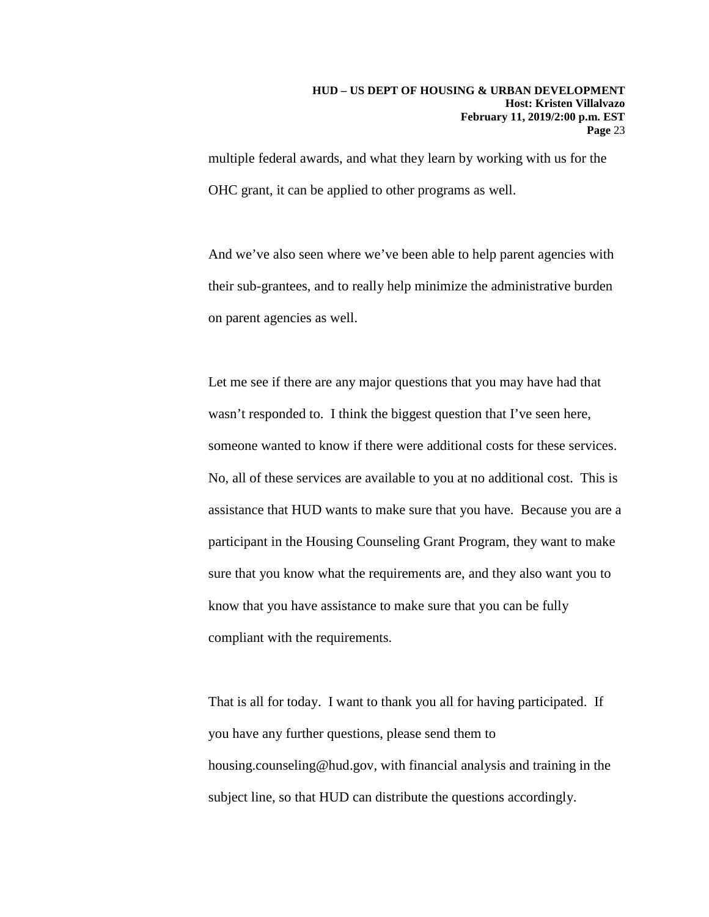multiple federal awards, and what they learn by working with us for the OHC grant, it can be applied to other programs as well.

And we've also seen where we've been able to help parent agencies with their sub-grantees, and to really help minimize the administrative burden on parent agencies as well.

Let me see if there are any major questions that you may have had that wasn't responded to. I think the biggest question that I've seen here, someone wanted to know if there were additional costs for these services. No, all of these services are available to you at no additional cost. This is assistance that HUD wants to make sure that you have. Because you are a participant in the Housing Counseling Grant Program, they want to make sure that you know what the requirements are, and they also want you to know that you have assistance to make sure that you can be fully compliant with the requirements.

That is all for today. I want to thank you all for having participated. If you have any further questions, please send them to housing.counseling@hud.gov, with financial analysis and training in the subject line, so that HUD can distribute the questions accordingly.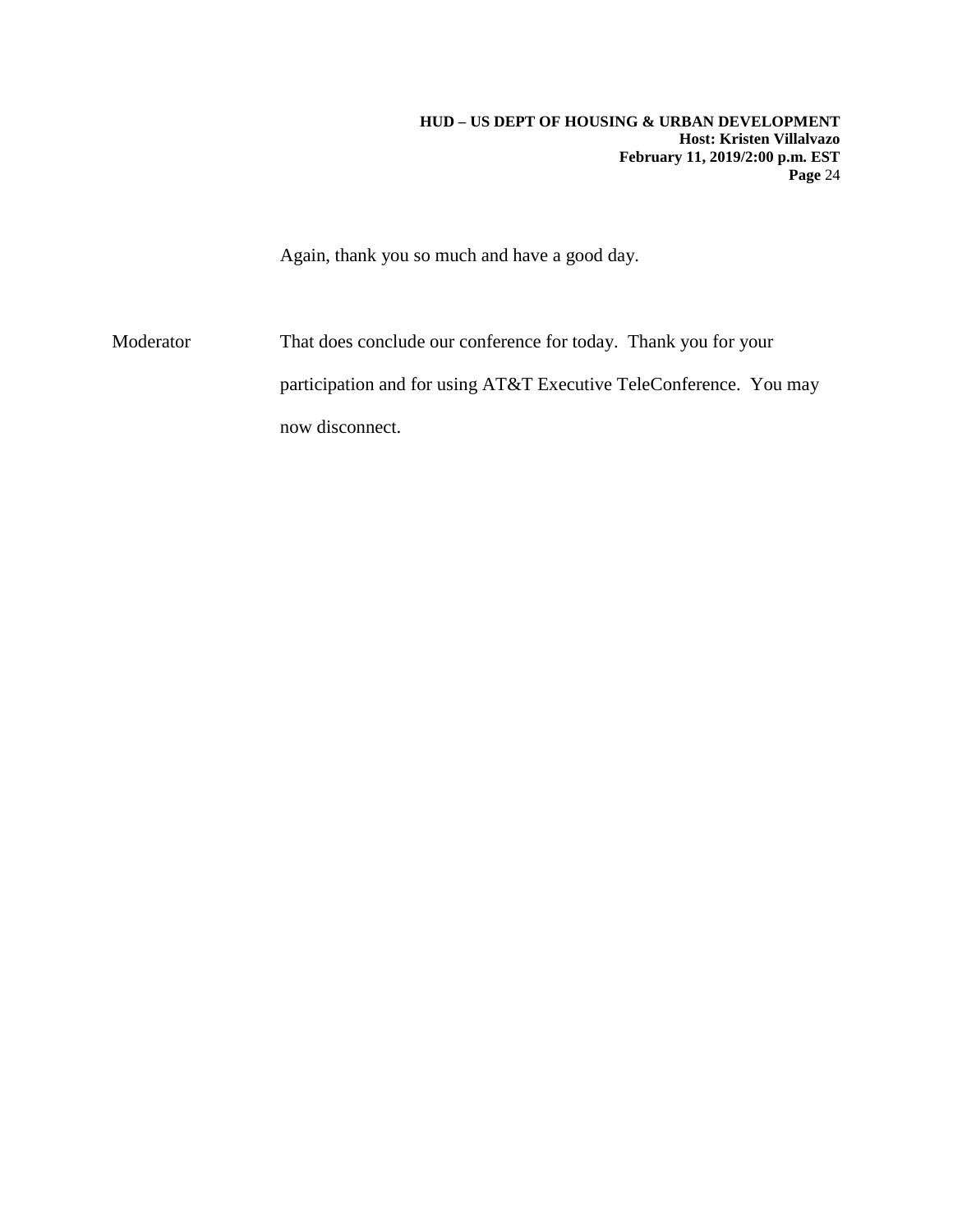Again, thank you so much and have a good day.

Moderator That does conclude our conference for today. Thank you for your participation and for using AT&T Executive TeleConference. You may now disconnect.